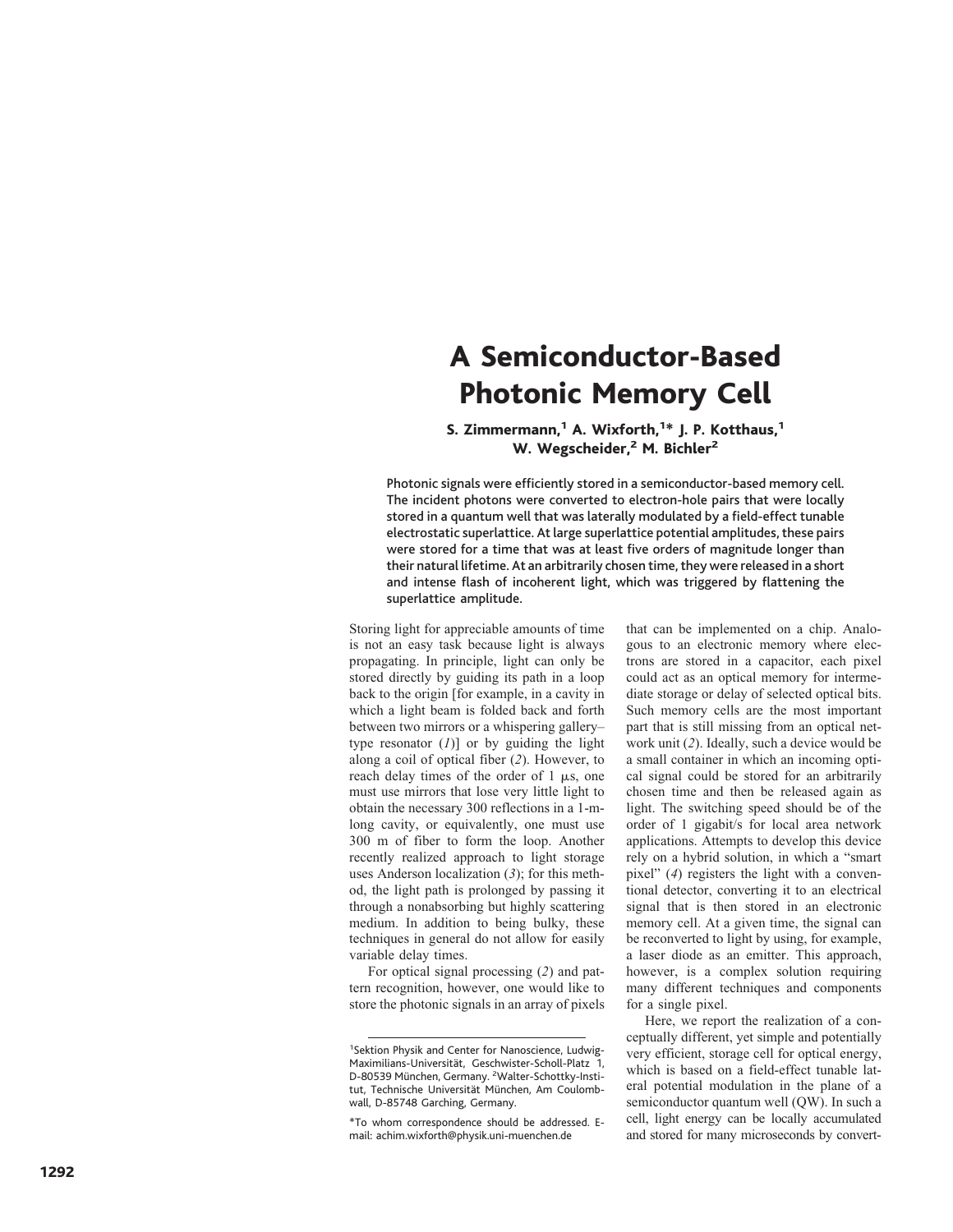# A Semiconductor-Based Photonic Memory Cell

**S. Zimmermann,[1] A. Wixforth,[1]* J. P. Kotthaus,[1] W. Wegscheider,[2] M. Bichler[2]**

Photonic signals were efficiently stored in a semiconductor-based memory cell. The incident photons were converted to electron-hole pairs that were locally stored in a quantum well that was laterally modulated by a field-effect tunable electrostatic superlattice. At large superlattice potential amplitudes, these pairs were stored for a time that was at least five orders of magnitude longer than their natural lifetime. At an arbitrarily chosen time, they were released in a short and intense flash of incoherent light, which was triggered by flattening the superlattice amplitude.

Storing light for appreciable amounts of time is not an easy task because light is always propagating. In principle, light can only be stored directly by guiding its path in a loop back to the origin [for example, in a cavity in which a light beam is folded back and forth between two mirrors or a whispering gallery–type resonator (*1*)] or by guiding the light along a coil of optical fiber (*2*). However, to reach delay times of the order of 1 μs, one must use mirrors that lose very little light to obtain the necessary 300 reflections in a 1-m-long cavity, or equivalently, one must use 300 m of fiber to form the loop. Another recently realized approach to light storage uses Anderson localization (*3*); for this method, the light path is prolonged by passing it through a nonabsorbing but highly scattering medium. In addition to being bulky, these techniques in general do not allow for easily variable delay times.

For optical signal processing (*2*) and pattern recognition, however, one would like to store the photonic signals in an array of pixels that can be implemented on a chip. Analogous to an electronic memory where electrons are stored in a capacitor, each pixel could act as an optical memory for intermediate storage or delay of selected optical bits. Such memory cells are the most important part that is still missing from an optical network unit (*2*). Ideally, such a device would be a small container in which an incoming optical signal could be stored for an arbitrarily chosen time and then be released again as light. The switching speed should be of the order of 1 gigabit/s for local area network applications. Attempts to develop this device rely on a hybrid solution, in which a "smart pixel" (*4*) registers the light with a conventional detector, converting it to an electrical signal that is then stored in an electronic memory cell. At a given time, the signal can be reconverted to light by using, for example, a laser diode as an emitter. This approach, however, is a complex solution requiring many different techniques and components for a single pixel.

Here, we report the realization of a conceptually different, yet simple and potentially very efficient, storage cell for optical energy, which is based on a field-effect tunable lateral potential modulation in the plane of a semiconductor quantum well (QW). In such a cell, light energy can be locally accumulated and stored for many microseconds by convert-

[1]Sektion Physik and Center for Nanoscience, Ludwig-Maximilians-Universität, Geschwister-Scholl-Platz 1, D-80539 München, Germany. [2]Walter-Schottky-Institut, Technische Universität München, Am Coulombwall, D-85748 Garching, Germany.

*To whom correspondence should be addressed. E-mail: achim.wixforth@physik.uni-muenchen.de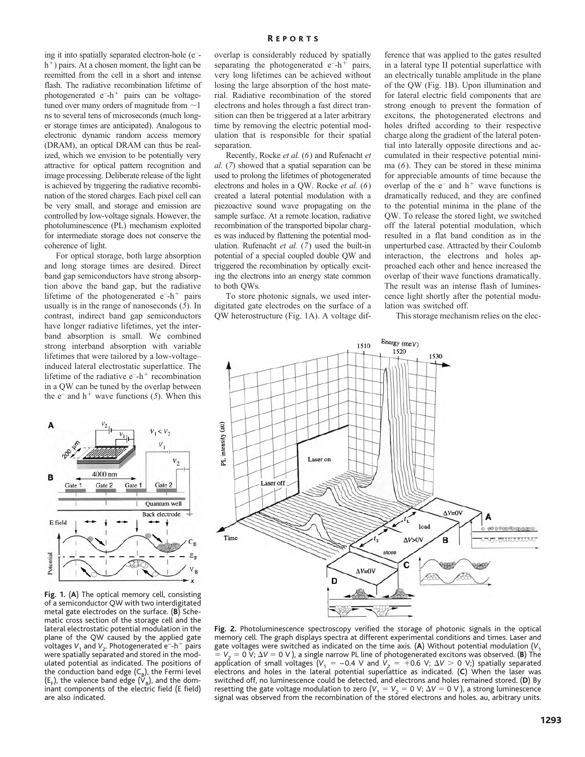ing it into spatially separated electron-hole ($e^-$-$h^+$) pairs. At a chosen moment, the light can be reemitted from the cell in a short and intense flash. The radiative recombination lifetime of photogenerated $e^-$-$h^+$ pairs can be voltage-tuned over many orders of magnitude from ~1 ns to several tens of microseconds (much longer storage times are anticipated). Analogous to electronic dynamic random access memory (DRAM), an optical DRAM can thus be realized, which we envision to be potentially very attractive for optical pattern recognition and image processing. Deliberate release of the light is achieved by triggering the radiative recombination of the stored charges. Each pixel cell can be very small, and storage and emission are controlled by low-voltage signals. However, the photoluminescence (PL) mechanism exploited for intermediate storage does not conserve the coherence of light.

For optical storage, both large absorption and long storage times are desired. Direct band gap semiconductors have strong absorption above the band gap, but the radiative lifetime of the photogenerated $e^-$-$h^+$ pairs usually is in the range of nanoseconds (5). In contrast, indirect band gap semiconductors have longer radiative lifetimes, yet the interband absorption is small. We combined strong interband absorption with variable lifetimes that were tailored by a low-voltage–induced lateral electrostatic superlattice. The lifetime of the radiative $e^-$-$h^+$ recombination in a QW can be tuned by the overlap between the $e^-$ and $h^+$ wave functions (5). When this overlap is considerably reduced by spatially separating the photogenerated $e^-$-$h^+$ pairs, very long lifetimes can be achieved without losing the large absorption of the host material. Radiative recombination of the stored electrons and holes through a fast direct transition can then be triggered at a later arbitrary time by removing the electric potential modulation that is responsible for their spatial separation.

Recently, Rocke *et al.* (6) and Rufenacht *et al.* (7) showed that a spatial separation can be used to prolong the lifetimes of photogenerated electrons and holes in a QW. Rocke *et al.* (6) created a lateral potential modulation with a piezoactive sound wave propagating on the sample surface. At a remote location, radiative recombination of the transported bipolar charges was induced by flattening the potential modulation. Rufenacht *et al.* (7) used the built-in potential of a special coupled double QW and triggered the recombination by optically exciting the electrons into an energy state common to both QWs.

To store photonic signals, we used interdigitated gate electrodes on the surface of a QW heterostructure (Fig. 1A). A voltage difference that was applied to the gates resulted in a lateral type II potential superlattice with an electrically tunable amplitude in the plane of the QW (Fig. 1B). Upon illumination and for lateral electric field components that are strong enough to prevent the formation of excitons, the photogenerated electrons and holes drifted according to their respective charge along the gradient of the lateral potential into laterally opposite directions and accumulated in their respective potential minima (6). They can be stored in these minima for appreciable amounts of time because the overlap of the $e^-$ and $h^+$ wave functions is dramatically reduced, and they are confined to the potential minima in the plane of the QW. To release the stored light, we switched off the lateral potential modulation, which resulted in a flat band condition as in the unperturbed case. Attracted by their Coulomb interaction, the electrons and holes approached each other and hence increased the overlap of their wave functions dramatically. The result was an intense flash of luminescence light shortly after the potential modulation was switched off.

This storage mechanism relies on the elec-

**Fig. 1.** (**A**) The optical memory cell, consisting of a semiconductor QW with two interdigitated metal gate electrodes on the surface. (**B**) Schematic cross section of the storage cell and the lateral electrostatic potential modulation in the plane of the QW caused by the applied gate voltages $V_1$ and $V_2$. Photogenerated $e^-$-$h^+$ pairs were spatially separated and stored in the modulated potential as indicated. The positions of the conduction band edge ($C_B$), the Fermi level ($E_F$), the valence band edge ($V_B$), and the dominant components of the electric field (E field) are also indicated.

**Fig. 2.** Photoluminescence spectroscopy verified the storage of photonic signals in the optical memory cell. The graph displays spectra at different experimental conditions and times. Laser and gate voltages were switched as indicated on the time axis. (**A**) Without potential modulation ($V_1 = V_2 = 0$ V; $\Delta V = 0$ V), a single narrow PL line of photogenerated excitons was observed. (**B**) The application of small voltages ($V_1 = -0.4$ V and $V_2 = +0.6$ V; $\Delta V > 0$ V;) spatially separated electrons and holes in the lateral potential superlattice as indicated. (**C**) When the laser was switched off, no luminescence could be detected, and electrons and holes remained stored. (**D**) By resetting the gate voltage modulation to zero ($V_1 = V_2 = 0$ V; $\Delta V = 0$ V), a strong luminescence signal was observed from the recombination of the stored electrons and holes. au, arbitrary units.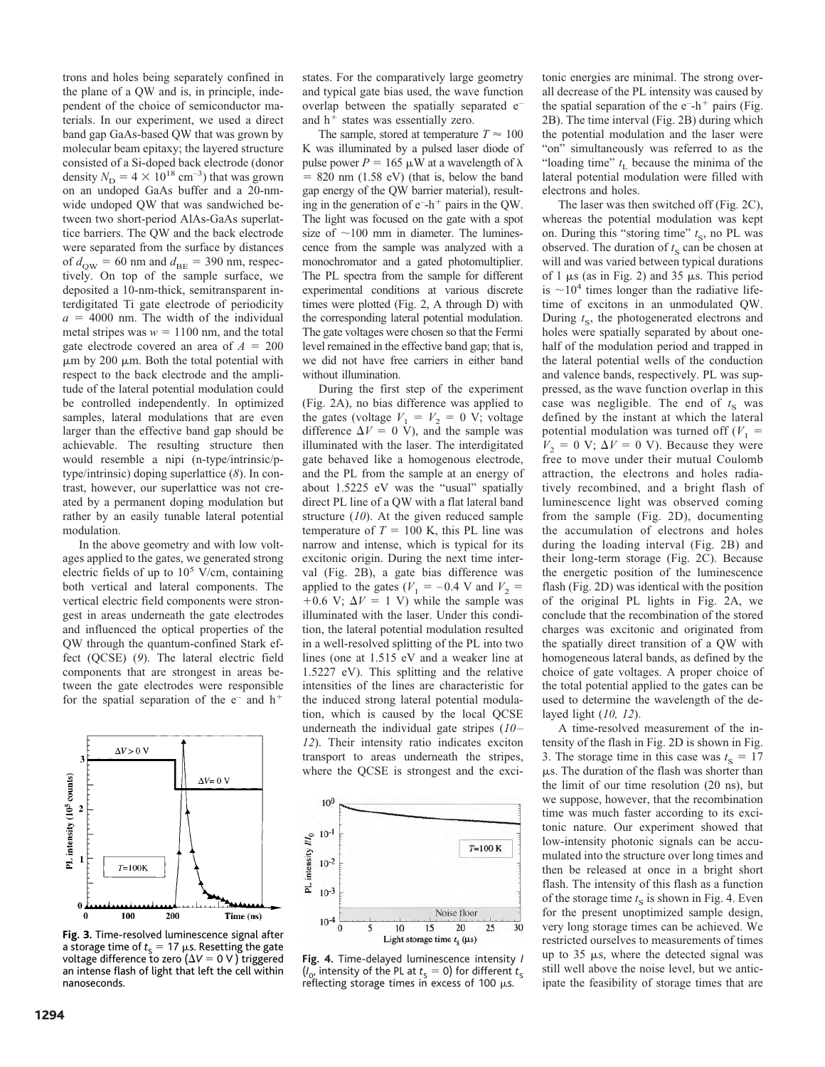trons and holes being separately confined in the plane of a QW and is, in principle, independent of the choice of semiconductor materials. In our experiment, we used a direct band gap GaAs-based QW that was grown by molecular beam epitaxy; the layered structure consisted of a Si-doped back electrode (donor density $N_D = 4 \times 10^{18}$ cm$^{-3}$) that was grown on an undoped GaAs buffer and a 20-nm-wide undoped QW that was sandwiched between two short-period AlAs-GaAs superlattice barriers. The QW and the back electrode were separated from the surface by distances of $d_{QW} = 60$ nm and $d_{BE} = 390$ nm, respectively. On top of the sample surface, we deposited a 10-nm-thick, semitransparent interdigitated Ti gate electrode of periodicity $a = 4000$ nm. The width of the individual metal stripes was $w = 1100$ nm, and the total gate electrode covered an area of $A = 200$ μm by 200 μm. Both the total potential with respect to the back electrode and the amplitude of the lateral potential modulation could be controlled independently. In optimized samples, lateral modulations that are even larger than the effective band gap should be achievable. The resulting structure then would resemble a nipi (n-type/intrinsic/p-type/intrinsic) doping superlattice (*8*). In contrast, however, our superlattice was not created by a permanent doping modulation but rather by an easily tunable lateral potential modulation.

In the above geometry and with low voltages applied to the gates, we generated strong electric fields of up to $10^5$ V/cm, containing both vertical and lateral components. The vertical electric field components were strongest in areas underneath the gate electrodes and influenced the optical properties of the QW through the quantum-confined Stark effect (QCSE) (*9*). The lateral electric field components that are strongest in areas between the gate electrodes were responsible for the spatial separation of the $e^-$ and $h^+$ states. For the comparatively large geometry and typical gate bias used, the wave function overlap between the spatially separated $e^-$ and $h^+$ states was essentially zero.

The sample, stored at temperature $T \approx 100$ K was illuminated by a pulsed laser diode of pulse power $P = 165$ μW at a wavelength of $\lambda = 820$ nm (1.58 eV) (that is, below the band gap energy of the QW barrier material), resulting in the generation of $e^-$-$h^+$ pairs in the QW. The light was focused on the gate with a spot size of ~100 mm in diameter. The luminescence from the sample was analyzed with a monochromator and a gated photomultiplier. The PL spectra from the sample for different experimental conditions at various discrete times were plotted (Fig. 2, A through D) with the corresponding lateral potential modulation. The gate voltages were chosen so that the Fermi level remained in the effective band gap; that is, we did not have free carriers in either band without illumination.

During the first step of the experiment (Fig. 2A), no bias difference was applied to the gates (voltage $V_1 = V_2 = 0$ V; voltage difference $\Delta V = 0$ V), and the sample was illuminated with the laser. The interdigitated gate behaved like a homogenous electrode, and the PL from the sample at an energy of about 1.5225 eV was the "usual" spatially direct PL line of a QW with a flat lateral band structure (*10*). At the given reduced sample temperature of $T = 100$ K, this PL line was narrow and intense, which is typical for its excitonic origin. During the next time interval (Fig. 2B), a gate bias difference was applied to the gates ($V_1 = -0.4$ V and $V_2 = +0.6$ V; $\Delta V = 1$ V) while the sample was illuminated with the laser. Under this condition, the lateral potential modulation resulted in a well-resolved splitting of the PL into two lines (one at 1.515 eV and a weaker line at 1.5227 eV). This splitting and the relative intensities of the lines are characteristic for the induced strong lateral potential modulation, which is caused by the local QCSE underneath the individual gate stripes (*10*–*12*). Their intensity ratio indicates exciton transport to areas underneath the stripes, where the QCSE is strongest and the excitonic energies are minimal. The strong overall decrease of the PL intensity was caused by the spatial separation of the $e^-$-$h^+$ pairs (Fig. 2B). The time interval (Fig. 2B) during which the potential modulation and the laser were "on" simultaneously was referred to as the "loading time" $t_L$ because the minima of the lateral potential modulation were filled with electrons and holes.

The laser was then switched off (Fig. 2C), whereas the potential modulation was kept on. During this "storing time" $t_S$, no PL was observed. The duration of $t_S$ can be chosen at will and was varied between typical durations of 1 μs (as in Fig. 2) and 35 μs. This period is ~$10^4$ times longer than the radiative lifetime of excitons in an unmodulated QW. During $t_S$, the photogenerated electrons and holes were spatially separated by about one-half of the modulation period and trapped in the lateral potential wells of the conduction and valence bands, respectively. PL was suppressed, as the wave function overlap in this case was negligible. The end of $t_S$ was defined by the instant at which the lateral potential modulation was turned off ($V_1 = V_2 = 0$ V; $\Delta V = 0$ V). Because they were free to move under their mutual Coulomb attraction, the electrons and holes radiatively recombined, and a bright flash of luminescence light was observed coming from the sample (Fig. 2D), documenting the accumulation of electrons and holes during the loading interval (Fig. 2B) and their long-term storage (Fig. 2C). Because the energetic position of the luminescence flash (Fig. 2D) was identical with the position of the original PL lights in Fig. 2A, we conclude that the recombination of the stored charges was excitonic and originated from the spatially direct transition of a QW with homogeneous lateral bands, as defined by the choice of gate voltages. A proper choice of the total potential applied to the gates can be used to determine the wavelength of the delayed light (*10, 12*).

A time-resolved measurement of the intensity of the flash in Fig. 2D is shown in Fig. 3. The storage time in this case was $t_S = 17$ μs. The duration of the flash was shorter than the limit of our time resolution (20 ns), but we suppose, however, that the recombination time was much faster according to its excitonic nature. Our experiment showed that low-intensity photonic signals can be accumulated into the structure over long times and then be released at once in a bright short flash. The intensity of this flash as a function of the storage time $t_S$ is shown in Fig. 4. Even for the present unoptimized sample design, very long storage times can be achieved. We restricted ourselves to measurements of times up to 35 μs, where the detected signal was still well above the noise level, but we anticipate the feasibility of storage times that are

**Fig. 3.** Time-resolved luminescence signal after a storage time of $t_S = 17$ μs. Resetting the gate voltage difference to zero ($\Delta V = 0$ V) triggered an intense flash of light that left the cell within nanoseconds.

**Fig. 4.** Time-delayed luminescence intensity $I$ ($I_0$, intensity of the PL at $t_S = 0$) for different $t_S$ reflecting storage times in excess of 100 μs.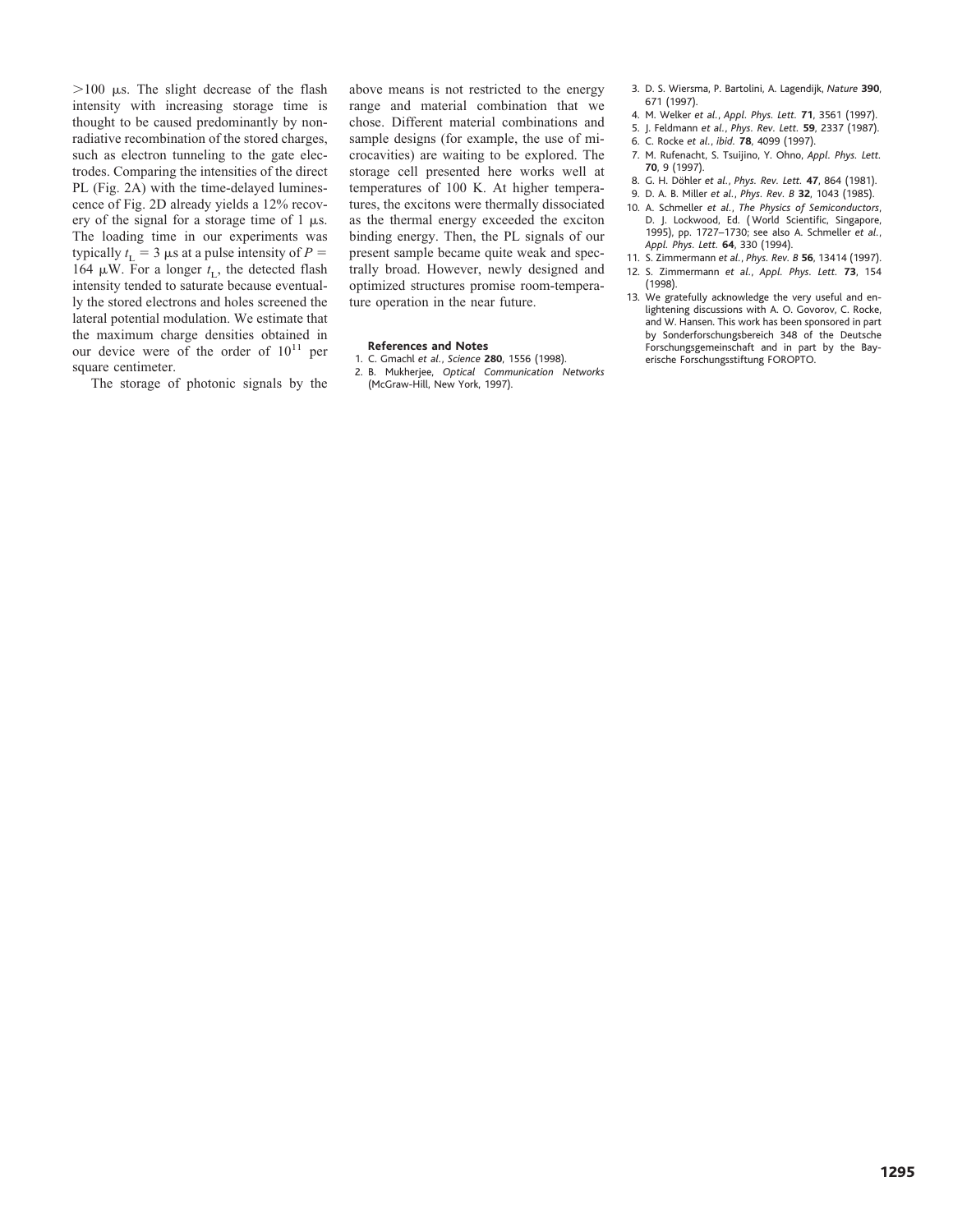$>100$ μs. The slight decrease of the flash intensity with increasing storage time is thought to be caused predominantly by nonradiative recombination of the stored charges, such as electron tunneling to the gate electrodes. Comparing the intensities of the direct PL (Fig. 2A) with the time-delayed luminescence of Fig. 2D already yields a 12% recovery of the signal for a storage time of 1 μs. The loading time in our experiments was typically $t_L = 3$ μs at a pulse intensity of $P =$ 164 μW. For a longer $t_L$, the detected flash intensity tended to saturate because eventually the stored electrons and holes screened the lateral potential modulation. We estimate that the maximum charge densities obtained in our device were of the order of $10^{11}$ per square centimeter.

The storage of photonic signals by the above means is not restricted to the energy range and material combination that we chose. Different material combinations and sample designs (for example, the use of microcavities) are waiting to be explored. The storage cell presented here works well at temperatures of 100 K. At higher temperatures, the excitons were thermally dissociated as the thermal energy exceeded the exciton binding energy. Then, the PL signals of our present sample became quite weak and spectrally broad. However, newly designed and optimized structures promise room-temperature operation in the near future.

### References and Notes

1. C. Gmachl *et al.*, *Science* **280**, 1556 (1998).
2. B. Mukherjee, *Optical Communication Networks* (McGraw-Hill, New York, 1997).
3. D. S. Wiersma, P. Bartolini, A. Lagendijk, *Nature* **390**, 671 (1997).
4. M. Welker *et al.*, *Appl. Phys. Lett.* **71**, 3561 (1997).
5. J. Feldmann *et al.*, *Phys. Rev. Lett.* **59**, 2337 (1987).
6. C. Rocke *et al.*, *ibid.* **78**, 4099 (1997).
7. M. Rufenacht, S. Tsuijino, Y. Ohno, *Appl. Phys. Lett.* **70**, 9 (1997).
8. G. H. Döhler *et al.*, *Phys. Rev. Lett.* **47**, 864 (1981).
9. D. A. B. Miller *et al.*, *Phys. Rev. B* **32**, 1043 (1985).
10. A. Schmeller *et al.*, *The Physics of Semiconductors*, D. J. Lockwood, Ed. (World Scientific, Singapore, 1995), pp. 1727–1730; see also A. Schmeller *et al.*, *Appl. Phys. Lett.* **64**, 330 (1994).
11. S. Zimmermann *et al.*, *Phys. Rev. B* **56**, 13414 (1997).
12. S. Zimmermann *et al.*, *Appl. Phys. Lett.* **73**, 154 (1998).
13. We gratefully acknowledge the very useful and enlightening discussions with A. O. Govorov, C. Rocke, and W. Hansen. This work has been sponsored in part by Sonderforschungsbereich 348 of the Deutsche Forschungsgemeinschaft and in part by the Bayerische Forschungsstiftung FOROPTO.